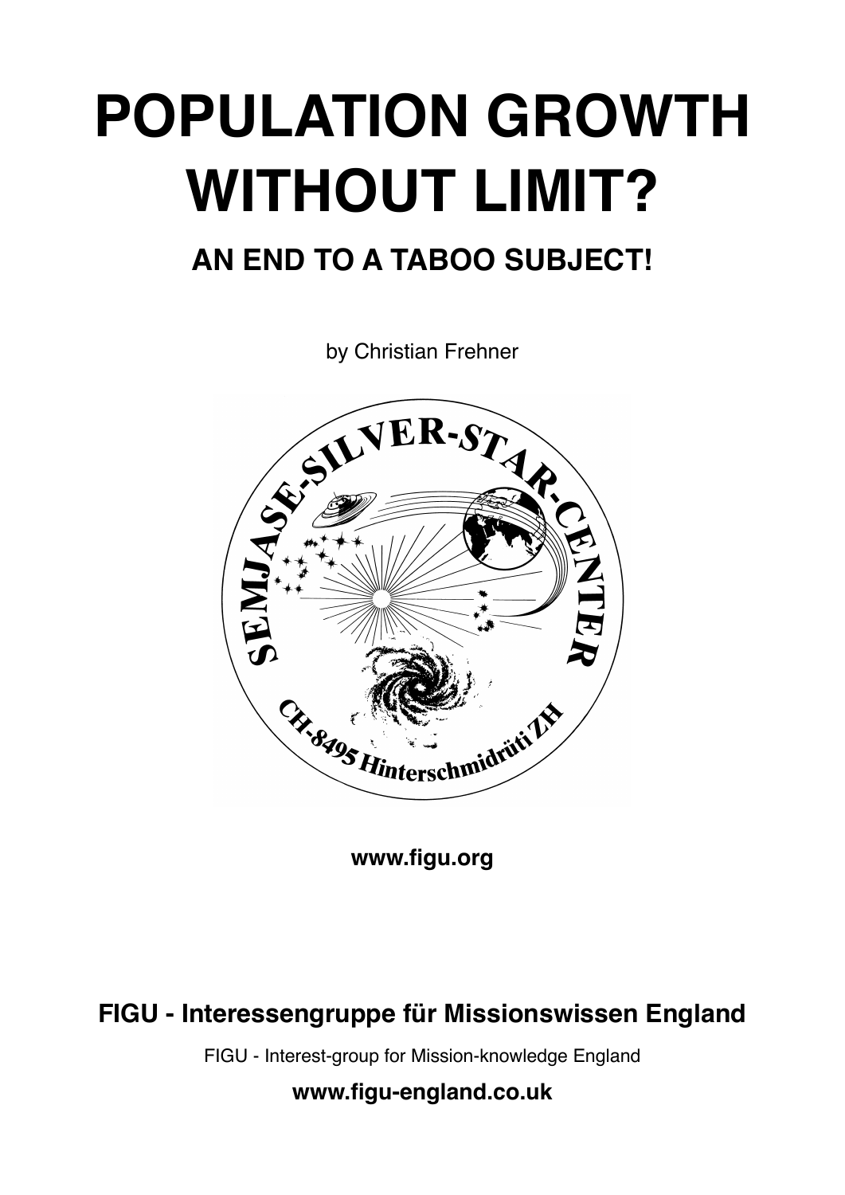# POPULATION GROWTH WITHOUT LIMIT?

## AN END TO A TABOO SUBJECT!

by Christian Frehner

SEMJASE-SILVER-STAR-CENTER

CH-8495 Hinterschmidrüti ZH

**www.figu.org**

**FIGU - Interessengruppe für Missionswissen England**

FIGU - Interest-group for Mission-knowledge England

**www.figu-england.co.uk**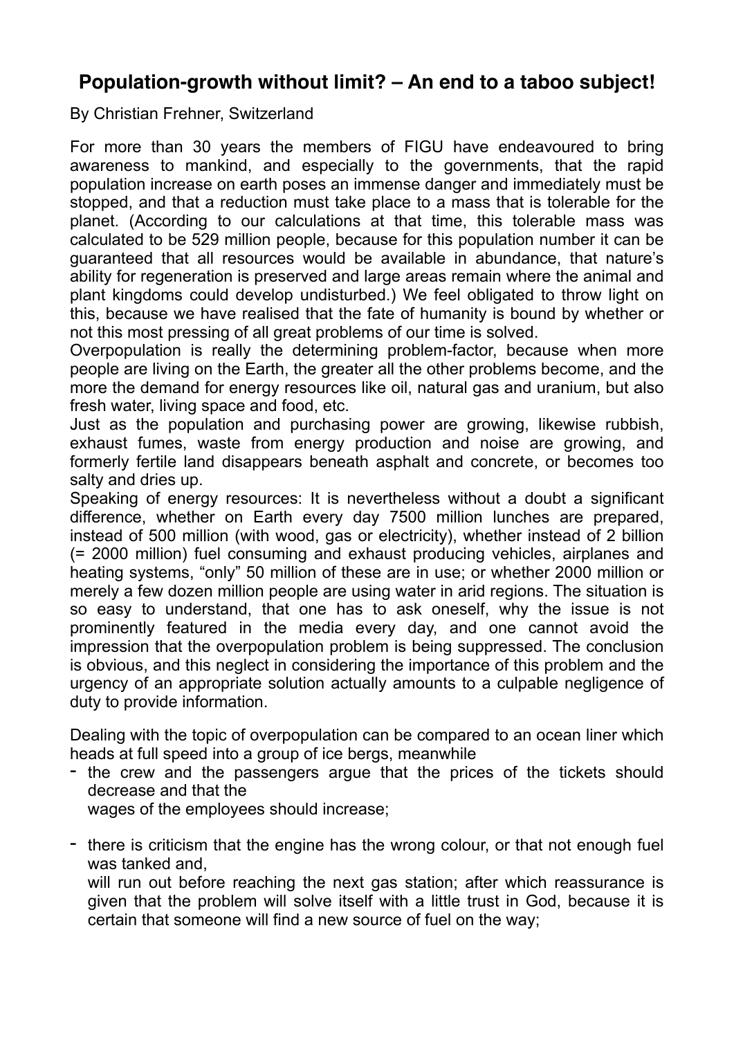## Population-growth without limit? – An end to a taboo subject!

By Christian Frehner, Switzerland

For more than 30 years the members of FIGU have endeavoured to bring awareness to mankind, and especially to the governments, that the rapid population increase on earth poses an immense danger and immediately must be stopped, and that a reduction must take place to a mass that is tolerable for the planet. (According to our calculations at that time, this tolerable mass was calculated to be 529 million people, because for this population number it can be guaranteed that all resources would be available in abundance, that nature's ability for regeneration is preserved and large areas remain where the animal and plant kingdoms could develop undisturbed.) We feel obligated to throw light on this, because we have realised that the fate of humanity is bound by whether or not this most pressing of all great problems of our time is solved.

Overpopulation is really the determining problem-factor, because when more people are living on the Earth, the greater all the other problems become, and the more the demand for energy resources like oil, natural gas and uranium, but also fresh water, living space and food, etc.

Just as the population and purchasing power are growing, likewise rubbish, exhaust fumes, waste from energy production and noise are growing, and formerly fertile land disappears beneath asphalt and concrete, or becomes too salty and dries up.

Speaking of energy resources: It is nevertheless without a doubt a significant difference, whether on Earth every day 7500 million lunches are prepared, instead of 500 million (with wood, gas or electricity), whether instead of 2 billion (= 2000 million) fuel consuming and exhaust producing vehicles, airplanes and heating systems, "only" 50 million of these are in use; or whether 2000 million or merely a few dozen million people are using water in arid regions. The situation is so easy to understand, that one has to ask oneself, why the issue is not prominently featured in the media every day, and one cannot avoid the impression that the overpopulation problem is being suppressed. The conclusion is obvious, and this neglect in considering the importance of this problem and the urgency of an appropriate solution actually amounts to a culpable negligence of duty to provide information.

Dealing with the topic of overpopulation can be compared to an ocean liner which heads at full speed into a group of ice bergs, meanwhile

- the crew and the passengers argue that the prices of the tickets should decrease and that the wages of the employees should increase;
- there is criticism that the engine has the wrong colour, or that not enough fuel was tanked and, will run out before reaching the next gas station; after which reassurance is given that the problem will solve itself with a little trust in God, because it is certain that someone will find a new source of fuel on the way;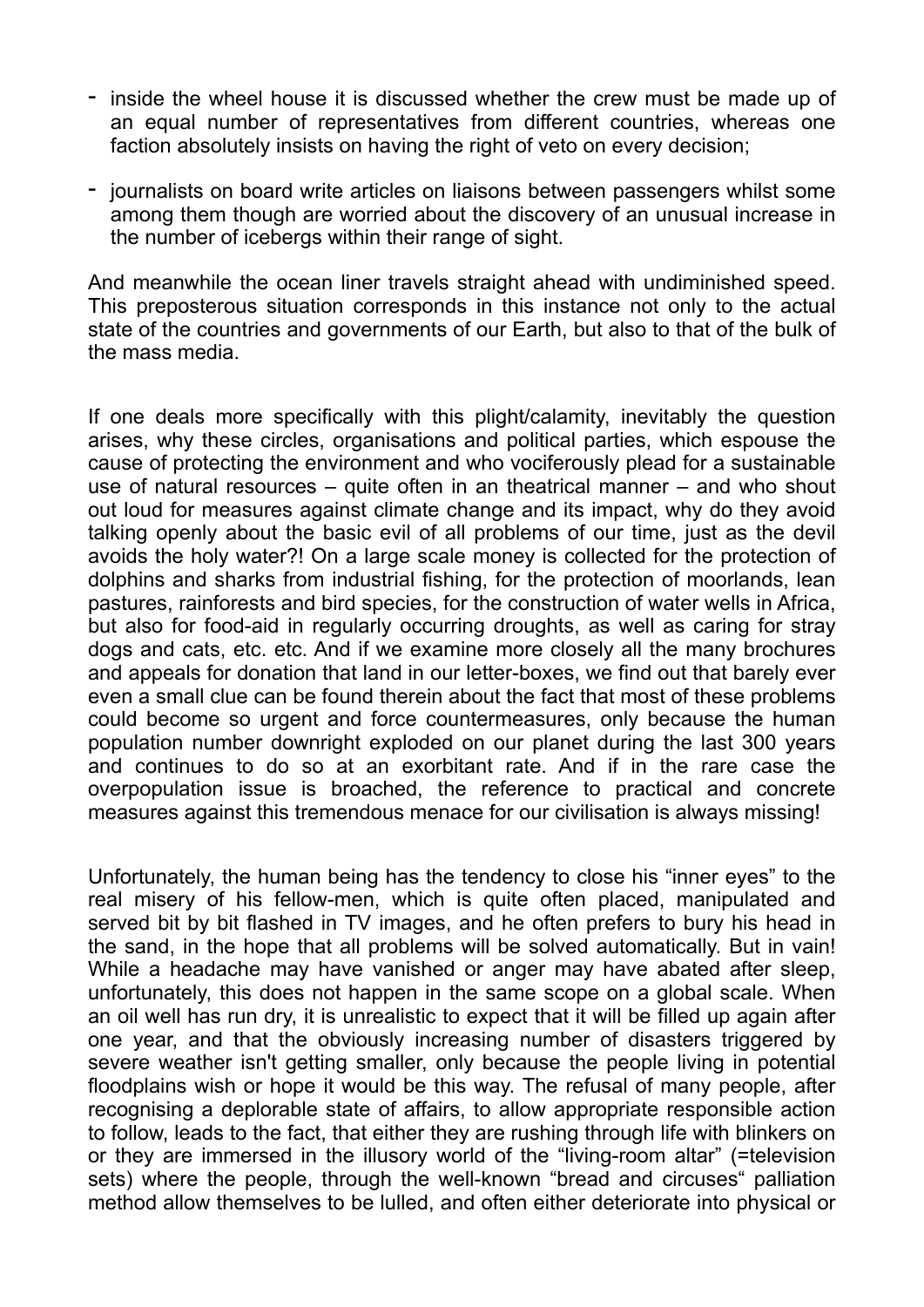- inside the wheel house it is discussed whether the crew must be made up of an equal number of representatives from different countries, whereas one faction absolutely insists on having the right of veto on every decision;
- journalists on board write articles on liaisons between passengers whilst some among them though are worried about the discovery of an unusual increase in the number of icebergs within their range of sight.

And meanwhile the ocean liner travels straight ahead with undiminished speed. This preposterous situation corresponds in this instance not only to the actual state of the countries and governments of our Earth, but also to that of the bulk of the mass media.

If one deals more specifically with this plight/calamity, inevitably the question arises, why these circles, organisations and political parties, which espouse the cause of protecting the environment and who vociferously plead for a sustainable use of natural resources – quite often in an theatrical manner – and who shout out loud for measures against climate change and its impact, why do they avoid talking openly about the basic evil of all problems of our time, just as the devil avoids the holy water?! On a large scale money is collected for the protection of dolphins and sharks from industrial fishing, for the protection of moorlands, lean pastures, rainforests and bird species, for the construction of water wells in Africa, but also for food-aid in regularly occurring droughts, as well as caring for stray dogs and cats, etc. etc. And if we examine more closely all the many brochures and appeals for donation that land in our letter-boxes, we find out that barely ever even a small clue can be found therein about the fact that most of these problems could become so urgent and force countermeasures, only because the human population number downright exploded on our planet during the last 300 years and continues to do so at an exorbitant rate. And if in the rare case the overpopulation issue is broached, the reference to practical and concrete measures against this tremendous menace for our civilisation is always missing!

Unfortunately, the human being has the tendency to close his “inner eyes” to the real misery of his fellow-men, which is quite often placed, manipulated and served bit by bit flashed in TV images, and he often prefers to bury his head in the sand, in the hope that all problems will be solved automatically. But in vain! While a headache may have vanished or anger may have abated after sleep, unfortunately, this does not happen in the same scope on a global scale. When an oil well has run dry, it is unrealistic to expect that it will be filled up again after one year, and that the obviously increasing number of disasters triggered by severe weather isn't getting smaller, only because the people living in potential floodplains wish or hope it would be this way. The refusal of many people, after recognising a deplorable state of affairs, to allow appropriate responsible action to follow, leads to the fact, that either they are rushing through life with blinkers on or they are immersed in the illusory world of the “living-room altar” (=television sets) where the people, through the well-known “bread and circuses“ palliation method allow themselves to be lulled, and often either deteriorate into physical or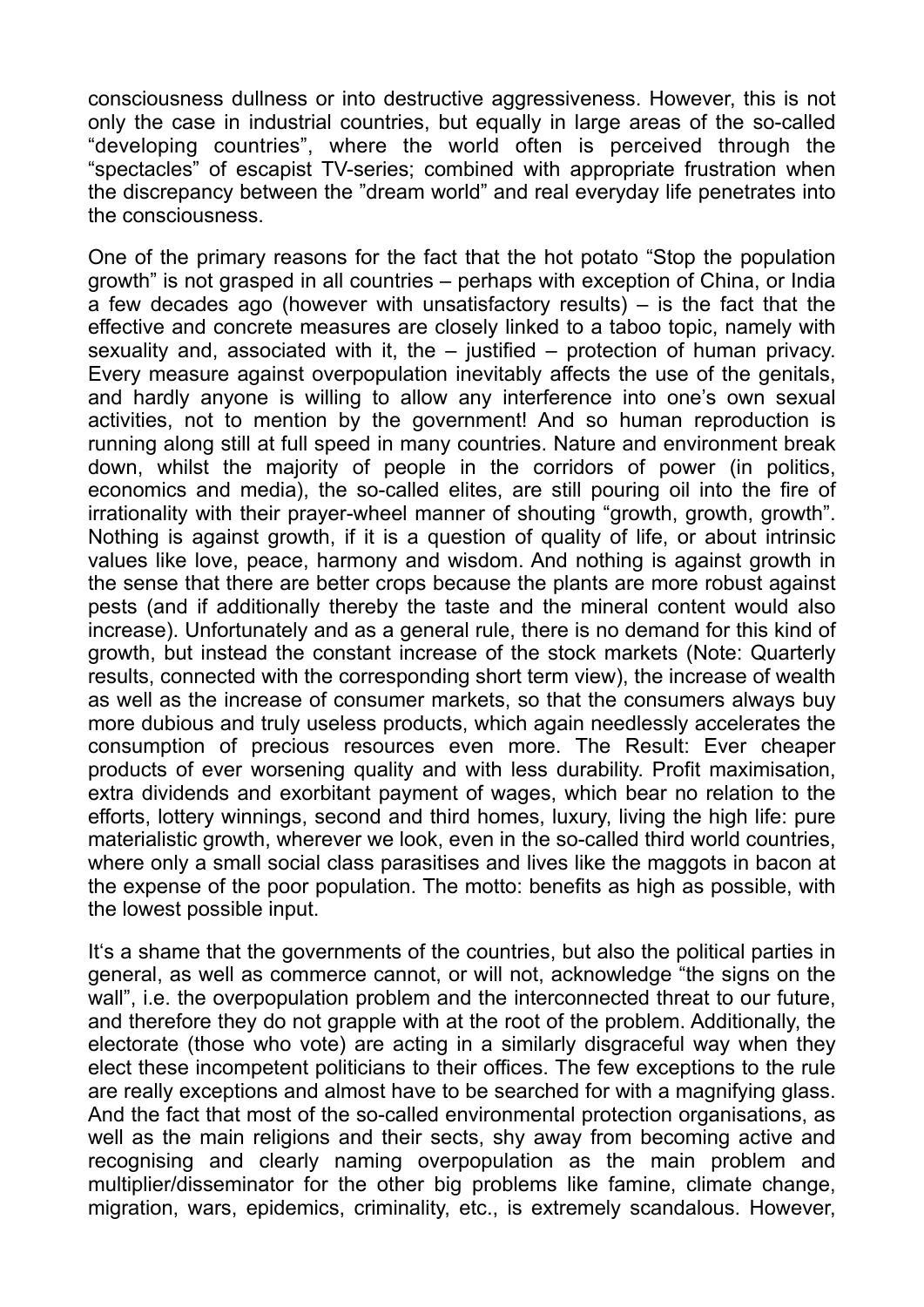consciousness dullness or into destructive aggressiveness. However, this is not only the case in industrial countries, but equally in large areas of the so-called "developing countries", where the world often is perceived through the "spectacles" of escapist TV-series; combined with appropriate frustration when the discrepancy between the "dream world" and real everyday life penetrates into the consciousness.

One of the primary reasons for the fact that the hot potato "Stop the population growth" is not grasped in all countries – perhaps with exception of China, or India a few decades ago (however with unsatisfactory results) – is the fact that the effective and concrete measures are closely linked to a taboo topic, namely with sexuality and, associated with it, the – justified – protection of human privacy. Every measure against overpopulation inevitably affects the use of the genitals, and hardly anyone is willing to allow any interference into one's own sexual activities, not to mention by the government! And so human reproduction is running along still at full speed in many countries. Nature and environment break down, whilst the majority of people in the corridors of power (in politics, economics and media), the so-called elites, are still pouring oil into the fire of irrationality with their prayer-wheel manner of shouting "growth, growth, growth". Nothing is against growth, if it is a question of quality of life, or about intrinsic values like love, peace, harmony and wisdom. And nothing is against growth in the sense that there are better crops because the plants are more robust against pests (and if additionally thereby the taste and the mineral content would also increase). Unfortunately and as a general rule, there is no demand for this kind of growth, but instead the constant increase of the stock markets (Note: Quarterly results, connected with the corresponding short term view), the increase of wealth as well as the increase of consumer markets, so that the consumers always buy more dubious and truly useless products, which again needlessly accelerates the consumption of precious resources even more. The Result: Ever cheaper products of ever worsening quality and with less durability. Profit maximisation, extra dividends and exorbitant payment of wages, which bear no relation to the efforts, lottery winnings, second and third homes, luxury, living the high life: pure materialistic growth, wherever we look, even in the so-called third world countries, where only a small social class parasitises and lives like the maggots in bacon at the expense of the poor population. The motto: benefits as high as possible, with the lowest possible input.

It's a shame that the governments of the countries, but also the political parties in general, as well as commerce cannot, or will not, acknowledge "the signs on the wall", i.e. the overpopulation problem and the interconnected threat to our future, and therefore they do not grapple with at the root of the problem. Additionally, the electorate (those who vote) are acting in a similarly disgraceful way when they elect these incompetent politicians to their offices. The few exceptions to the rule are really exceptions and almost have to be searched for with a magnifying glass. And the fact that most of the so-called environmental protection organisations, as well as the main religions and their sects, shy away from becoming active and recognising and clearly naming overpopulation as the main problem and multiplier/disseminator for the other big problems like famine, climate change, migration, wars, epidemics, criminality, etc., is extremely scandalous. However,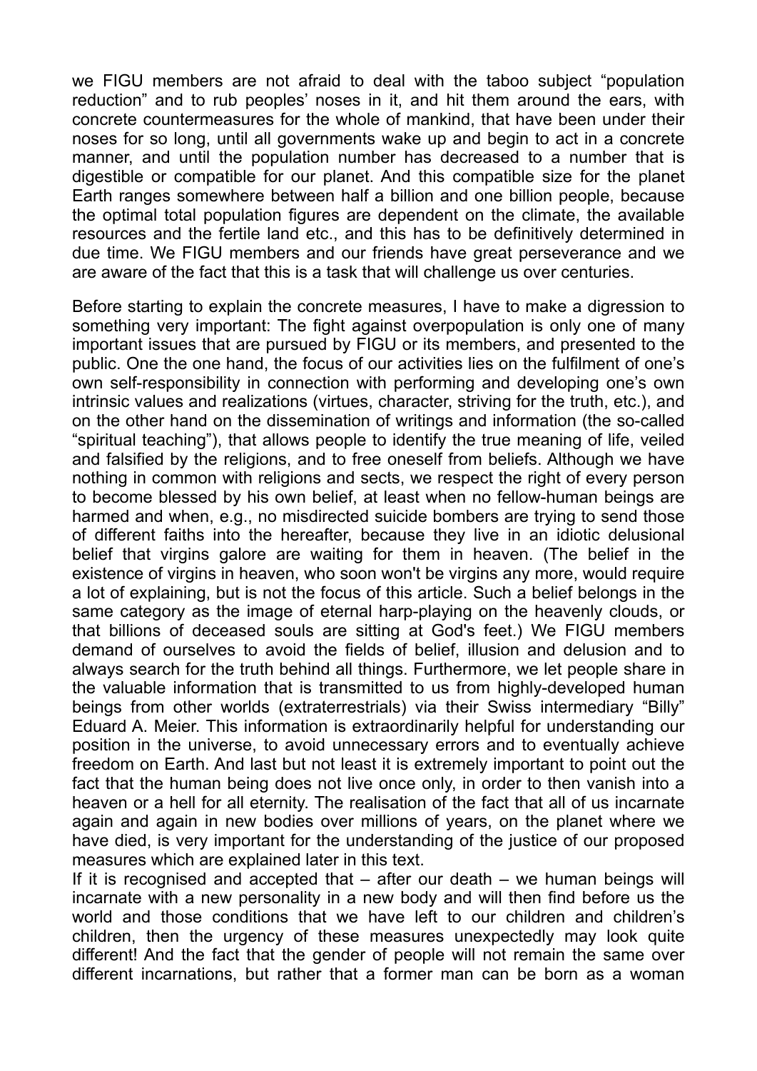we FIGU members are not afraid to deal with the taboo subject "population reduction" and to rub peoples' noses in it, and hit them around the ears, with concrete countermeasures for the whole of mankind, that have been under their noses for so long, until all governments wake up and begin to act in a concrete manner, and until the population number has decreased to a number that is digestible or compatible for our planet. And this compatible size for the planet Earth ranges somewhere between half a billion and one billion people, because the optimal total population figures are dependent on the climate, the available resources and the fertile land etc., and this has to be definitively determined in due time. We FIGU members and our friends have great perseverance and we are aware of the fact that this is a task that will challenge us over centuries.

Before starting to explain the concrete measures, I have to make a digression to something very important: The fight against overpopulation is only one of many important issues that are pursued by FIGU or its members, and presented to the public. One the one hand, the focus of our activities lies on the fulfilment of one's own self-responsibility in connection with performing and developing one's own intrinsic values and realizations (virtues, character, striving for the truth, etc.), and on the other hand on the dissemination of writings and information (the so-called "spiritual teaching"), that allows people to identify the true meaning of life, veiled and falsified by the religions, and to free oneself from beliefs. Although we have nothing in common with religions and sects, we respect the right of every person to become blessed by his own belief, at least when no fellow-human beings are harmed and when, e.g., no misdirected suicide bombers are trying to send those of different faiths into the hereafter, because they live in an idiotic delusional belief that virgins galore are waiting for them in heaven. (The belief in the existence of virgins in heaven, who soon won't be virgins any more, would require a lot of explaining, but is not the focus of this article. Such a belief belongs in the same category as the image of eternal harp-playing on the heavenly clouds, or that billions of deceased souls are sitting at God's feet.) We FIGU members demand of ourselves to avoid the fields of belief, illusion and delusion and to always search for the truth behind all things. Furthermore, we let people share in the valuable information that is transmitted to us from highly-developed human beings from other worlds (extraterrestrials) via their Swiss intermediary "Billy" Eduard A. Meier. This information is extraordinarily helpful for understanding our position in the universe, to avoid unnecessary errors and to eventually achieve freedom on Earth. And last but not least it is extremely important to point out the fact that the human being does not live once only, in order to then vanish into a heaven or a hell for all eternity. The realisation of the fact that all of us incarnate again and again in new bodies over millions of years, on the planet where we have died, is very important for the understanding of the justice of our proposed measures which are explained later in this text.

If it is recognised and accepted that – after our death – we human beings will incarnate with a new personality in a new body and will then find before us the world and those conditions that we have left to our children and children's children, then the urgency of these measures unexpectedly may look quite different! And the fact that the gender of people will not remain the same over different incarnations, but rather that a former man can be born as a woman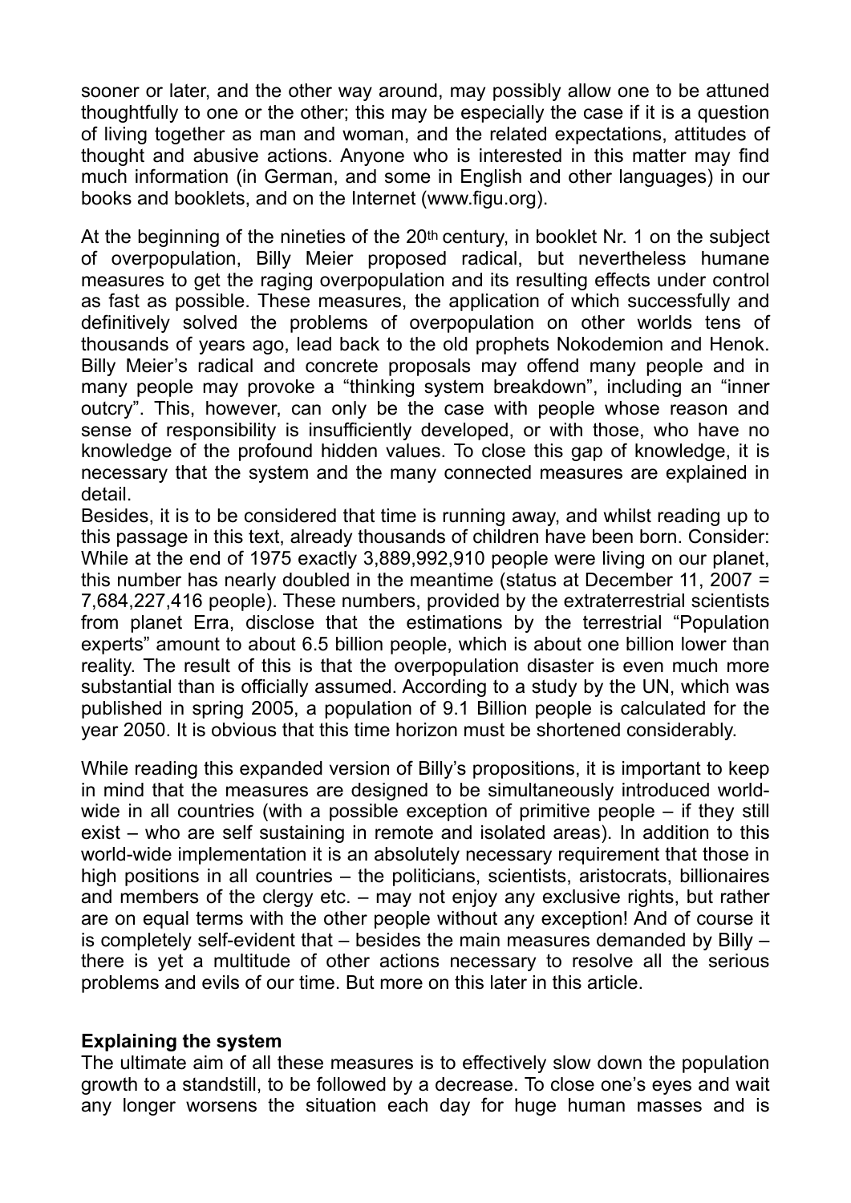sooner or later, and the other way around, may possibly allow one to be attuned thoughtfully to one or the other; this may be especially the case if it is a question of living together as man and woman, and the related expectations, attitudes of thought and abusive actions. Anyone who is interested in this matter may find much information (in German, and some in English and other languages) in our books and booklets, and on the Internet (www.figu.org).

At the beginning of the nineties of the 20th century, in booklet Nr. 1 on the subject of overpopulation, Billy Meier proposed radical, but nevertheless humane measures to get the raging overpopulation and its resulting effects under control as fast as possible. These measures, the application of which successfully and definitively solved the problems of overpopulation on other worlds tens of thousands of years ago, lead back to the old prophets Nokodemion and Henok. Billy Meier's radical and concrete proposals may offend many people and in many people may provoke a "thinking system breakdown", including an "inner outcry". This, however, can only be the case with people whose reason and sense of responsibility is insufficiently developed, or with those, who have no knowledge of the profound hidden values. To close this gap of knowledge, it is necessary that the system and the many connected measures are explained in detail.

Besides, it is to be considered that time is running away, and whilst reading up to this passage in this text, already thousands of children have been born. Consider: While at the end of 1975 exactly 3,889,992,910 people were living on our planet, this number has nearly doubled in the meantime (status at December 11, 2007 = 7,684,227,416 people). These numbers, provided by the extraterrestrial scientists from planet Erra, disclose that the estimations by the terrestrial "Population experts" amount to about 6.5 billion people, which is about one billion lower than reality. The result of this is that the overpopulation disaster is even much more substantial than is officially assumed. According to a study by the UN, which was published in spring 2005, a population of 9.1 Billion people is calculated for the year 2050. It is obvious that this time horizon must be shortened considerably.

While reading this expanded version of Billy's propositions, it is important to keep in mind that the measures are designed to be simultaneously introduced world-wide in all countries (with a possible exception of primitive people – if they still exist – who are self sustaining in remote and isolated areas). In addition to this world-wide implementation it is an absolutely necessary requirement that those in high positions in all countries – the politicians, scientists, aristocrats, billionaires and members of the clergy etc. – may not enjoy any exclusive rights, but rather are on equal terms with the other people without any exception! And of course it is completely self-evident that – besides the main measures demanded by Billy – there is yet a multitude of other actions necessary to resolve all the serious problems and evils of our time. But more on this later in this article.

**Explaining the system**

The ultimate aim of all these measures is to effectively slow down the population growth to a standstill, to be followed by a decrease. To close one's eyes and wait any longer worsens the situation each day for huge human masses and is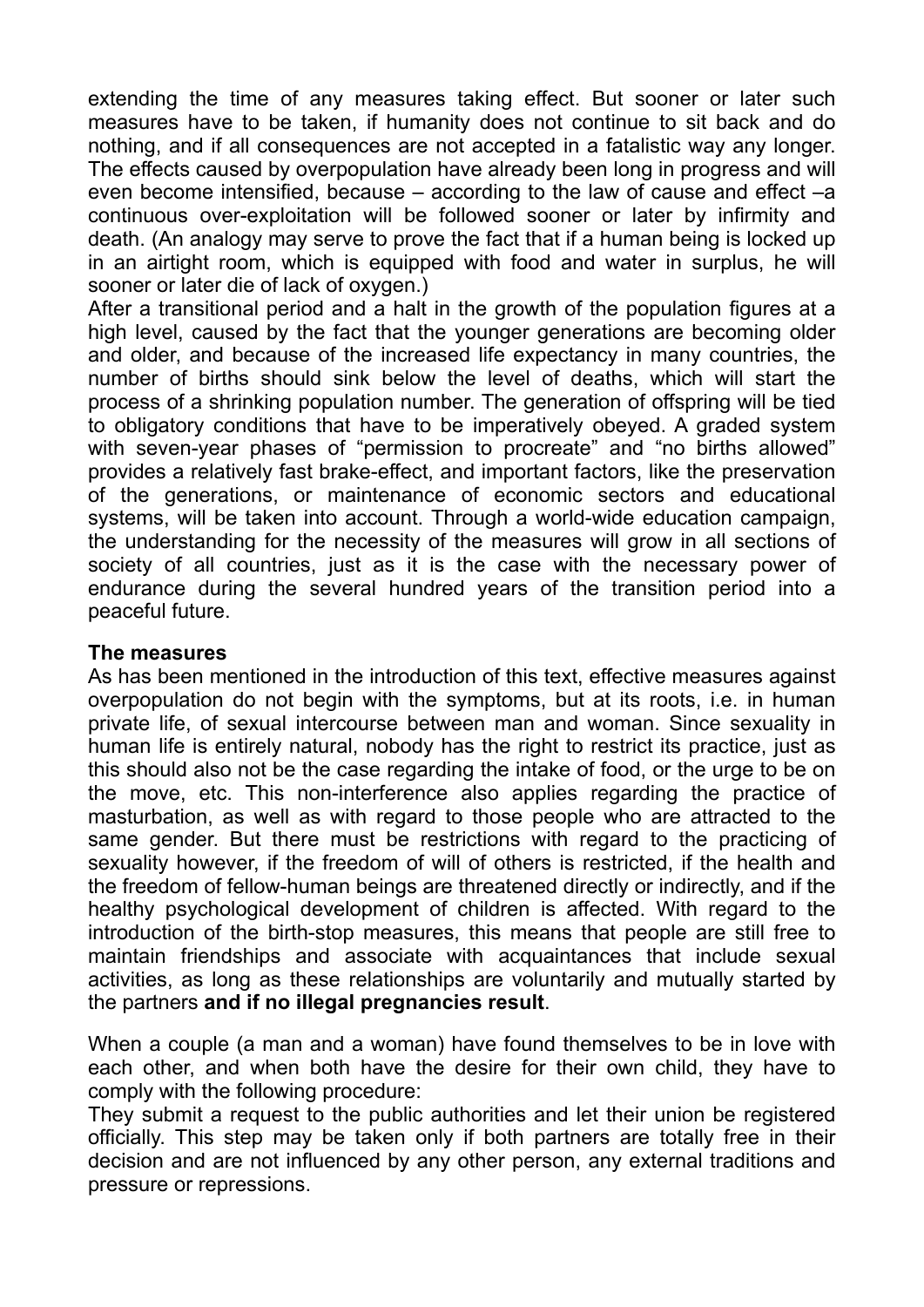extending the time of any measures taking effect. But sooner or later such measures have to be taken, if humanity does not continue to sit back and do nothing, and if all consequences are not accepted in a fatalistic way any longer. The effects caused by overpopulation have already been long in progress and will even become intensified, because – according to the law of cause and effect –a continuous over-exploitation will be followed sooner or later by infirmity and death. (An analogy may serve to prove the fact that if a human being is locked up in an airtight room, which is equipped with food and water in surplus, he will sooner or later die of lack of oxygen.)

After a transitional period and a halt in the growth of the population figures at a high level, caused by the fact that the younger generations are becoming older and older, and because of the increased life expectancy in many countries, the number of births should sink below the level of deaths, which will start the process of a shrinking population number. The generation of offspring will be tied to obligatory conditions that have to be imperatively obeyed. A graded system with seven-year phases of "permission to procreate" and "no births allowed" provides a relatively fast brake-effect, and important factors, like the preservation of the generations, or maintenance of economic sectors and educational systems, will be taken into account. Through a world-wide education campaign, the understanding for the necessity of the measures will grow in all sections of society of all countries, just as it is the case with the necessary power of endurance during the several hundred years of the transition period into a peaceful future.

**The measures**

As has been mentioned in the introduction of this text, effective measures against overpopulation do not begin with the symptoms, but at its roots, i.e. in human private life, of sexual intercourse between man and woman. Since sexuality in human life is entirely natural, nobody has the right to restrict its practice, just as this should also not be the case regarding the intake of food, or the urge to be on the move, etc. This non-interference also applies regarding the practice of masturbation, as well as with regard to those people who are attracted to the same gender. But there must be restrictions with regard to the practicing of sexuality however, if the freedom of will of others is restricted, if the health and the freedom of fellow-human beings are threatened directly or indirectly, and if the healthy psychological development of children is affected. With regard to the introduction of the birth-stop measures, this means that people are still free to maintain friendships and associate with acquaintances that include sexual activities, as long as these relationships are voluntarily and mutually started by the partners **and if no illegal pregnancies result**.

When a couple (a man and a woman) have found themselves to be in love with each other, and when both have the desire for their own child, they have to comply with the following procedure:

They submit a request to the public authorities and let their union be registered officially. This step may be taken only if both partners are totally free in their decision and are not influenced by any other person, any external traditions and pressure or repressions.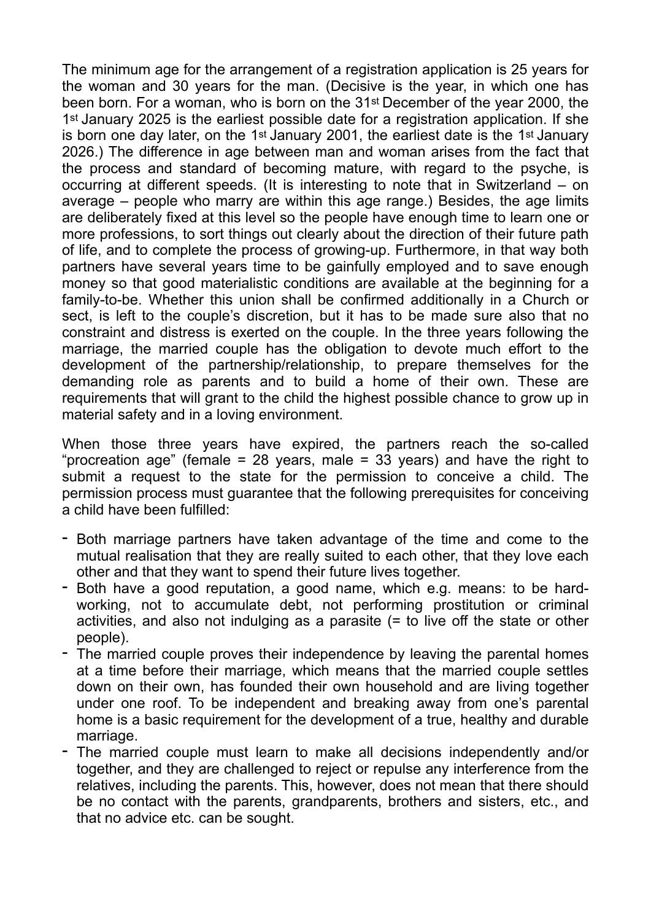The minimum age for the arrangement of a registration application is 25 years for the woman and 30 years for the man. (Decisive is the year, in which one has been born. For a woman, who is born on the 31st December of the year 2000, the 1st January 2025 is the earliest possible date for a registration application. If she is born one day later, on the 1st January 2001, the earliest date is the 1st January 2026.) The difference in age between man and woman arises from the fact that the process and standard of becoming mature, with regard to the psyche, is occurring at different speeds. (It is interesting to note that in Switzerland – on average – people who marry are within this age range.) Besides, the age limits are deliberately fixed at this level so the people have enough time to learn one or more professions, to sort things out clearly about the direction of their future path of life, and to complete the process of growing-up. Furthermore, in that way both partners have several years time to be gainfully employed and to save enough money so that good materialistic conditions are available at the beginning for a family-to-be. Whether this union shall be confirmed additionally in a Church or sect, is left to the couple's discretion, but it has to be made sure also that no constraint and distress is exerted on the couple. In the three years following the marriage, the married couple has the obligation to devote much effort to the development of the partnership/relationship, to prepare themselves for the demanding role as parents and to build a home of their own. These are requirements that will grant to the child the highest possible chance to grow up in material safety and in a loving environment.

When those three years have expired, the partners reach the so-called "procreation age" (female = 28 years, male = 33 years) and have the right to submit a request to the state for the permission to conceive a child. The permission process must guarantee that the following prerequisites for conceiving a child have been fulfilled:

- Both marriage partners have taken advantage of the time and come to the mutual realisation that they are really suited to each other, that they love each other and that they want to spend their future lives together.
- Both have a good reputation, a good name, which e.g. means: to be hard-working, not to accumulate debt, not performing prostitution or criminal activities, and also not indulging as a parasite (= to live off the state or other people).
- The married couple proves their independence by leaving the parental homes at a time before their marriage, which means that the married couple settles down on their own, has founded their own household and are living together under one roof. To be independent and breaking away from one's parental home is a basic requirement for the development of a true, healthy and durable marriage.
- The married couple must learn to make all decisions independently and/or together, and they are challenged to reject or repulse any interference from the relatives, including the parents. This, however, does not mean that there should be no contact with the parents, grandparents, brothers and sisters, etc., and that no advice etc. can be sought.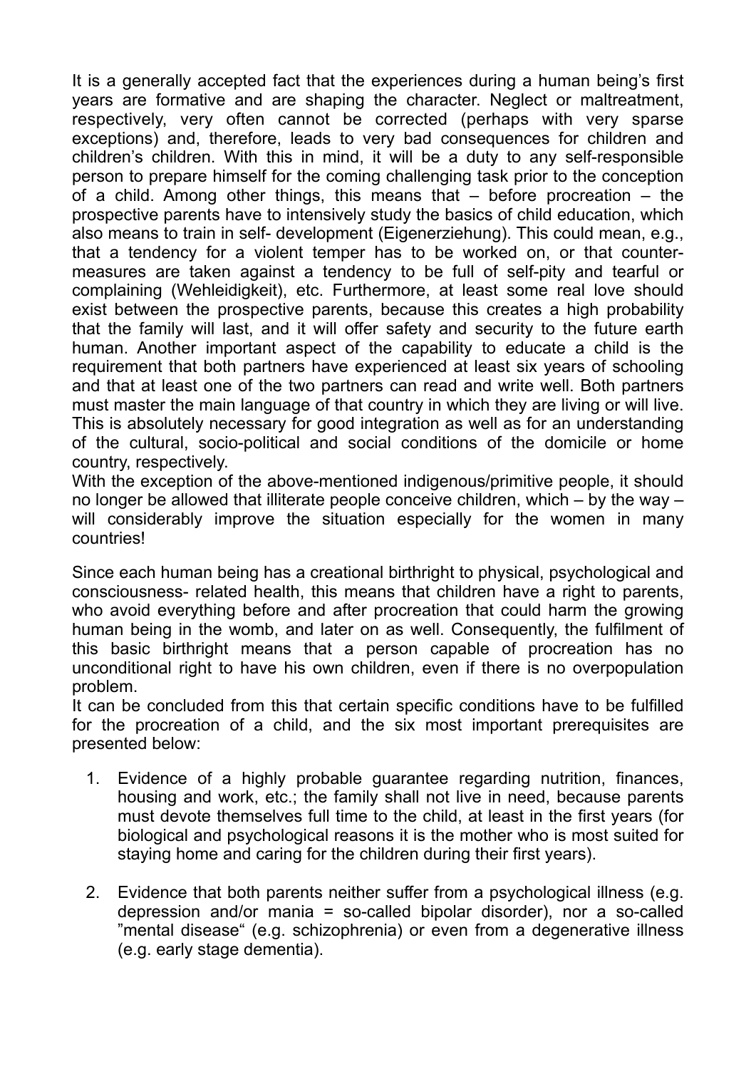It is a generally accepted fact that the experiences during a human being's first years are formative and are shaping the character. Neglect or maltreatment, respectively, very often cannot be corrected (perhaps with very sparse exceptions) and, therefore, leads to very bad consequences for children and children's children. With this in mind, it will be a duty to any self-responsible person to prepare himself for the coming challenging task prior to the conception of a child. Among other things, this means that – before procreation – the prospective parents have to intensively study the basics of child education, which also means to train in self- development (Eigenerziehung). This could mean, e.g., that a tendency for a violent temper has to be worked on, or that counter-measures are taken against a tendency to be full of self-pity and tearful or complaining (Wehleidigkeit), etc. Furthermore, at least some real love should exist between the prospective parents, because this creates a high probability that the family will last, and it will offer safety and security to the future earth human. Another important aspect of the capability to educate a child is the requirement that both partners have experienced at least six years of schooling and that at least one of the two partners can read and write well. Both partners must master the main language of that country in which they are living or will live. This is absolutely necessary for good integration as well as for an understanding of the cultural, socio-political and social conditions of the domicile or home country, respectively.
With the exception of the above-mentioned indigenous/primitive people, it should no longer be allowed that illiterate people conceive children, which – by the way – will considerably improve the situation especially for the women in many countries!

Since each human being has a creational birthright to physical, psychological and consciousness- related health, this means that children have a right to parents, who avoid everything before and after procreation that could harm the growing human being in the womb, and later on as well. Consequently, the fulfilment of this basic birthright means that a person capable of procreation has no unconditional right to have his own children, even if there is no overpopulation problem.
It can be concluded from this that certain specific conditions have to be fulfilled for the procreation of a child, and the six most important prerequisites are presented below:

1. Evidence of a highly probable guarantee regarding nutrition, finances, housing and work, etc.; the family shall not live in need, because parents must devote themselves full time to the child, at least in the first years (for biological and psychological reasons it is the mother who is most suited for staying home and caring for the children during their first years).

2. Evidence that both parents neither suffer from a psychological illness (e.g. depression and/or mania = so-called bipolar disorder), nor a so-called "mental disease" (e.g. schizophrenia) or even from a degenerative illness (e.g. early stage dementia).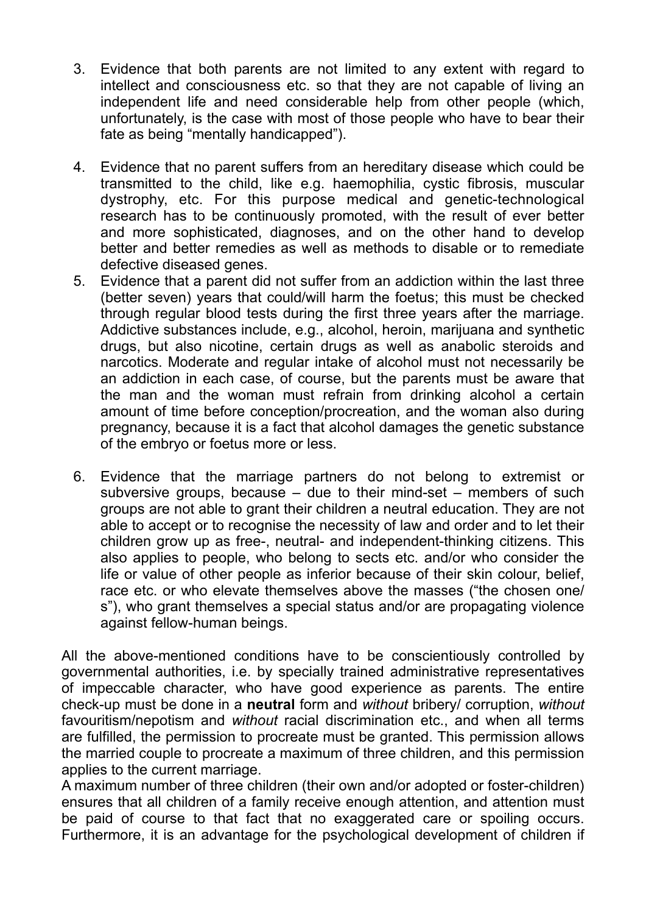3. Evidence that both parents are not limited to any extent with regard to intellect and consciousness etc. so that they are not capable of living an independent life and need considerable help from other people (which, unfortunately, is the case with most of those people who have to bear their fate as being "mentally handicapped").

4. Evidence that no parent suffers from an hereditary disease which could be transmitted to the child, like e.g. haemophilia, cystic fibrosis, muscular dystrophy, etc. For this purpose medical and genetic-technological research has to be continuously promoted, with the result of ever better and more sophisticated, diagnoses, and on the other hand to develop better and better remedies as well as methods to disable or to remediate defective diseased genes.
5. Evidence that a parent did not suffer from an addiction within the last three (better seven) years that could/will harm the foetus; this must be checked through regular blood tests during the first three years after the marriage. Addictive substances include, e.g., alcohol, heroin, marijuana and synthetic drugs, but also nicotine, certain drugs as well as anabolic steroids and narcotics. Moderate and regular intake of alcohol must not necessarily be an addiction in each case, of course, but the parents must be aware that the man and the woman must refrain from drinking alcohol a certain amount of time before conception/procreation, and the woman also during pregnancy, because it is a fact that alcohol damages the genetic substance of the embryo or foetus more or less.

6. Evidence that the marriage partners do not belong to extremist or subversive groups, because – due to their mind-set – members of such groups are not able to grant their children a neutral education. They are not able to accept or to recognise the necessity of law and order and to let their children grow up as free-, neutral- and independent-thinking citizens. This also applies to people, who belong to sects etc. and/or who consider the life or value of other people as inferior because of their skin colour, belief, race etc. or who elevate themselves above the masses ("the chosen one/s"), who grant themselves a special status and/or are propagating violence against fellow-human beings.

All the above-mentioned conditions have to be conscientiously controlled by governmental authorities, i.e. by specially trained administrative representatives of impeccable character, who have good experience as parents. The entire check-up must be done in a **neutral** form and *without* bribery/ corruption, *without* favouritism/nepotism and *without* racial discrimination etc., and when all terms are fulfilled, the permission to procreate must be granted. This permission allows the married couple to procreate a maximum of three children, and this permission applies to the current marriage.
A maximum number of three children (their own and/or adopted or foster-children) ensures that all children of a family receive enough attention, and attention must be paid of course to that fact that no exaggerated care or spoiling occurs. Furthermore, it is an advantage for the psychological development of children if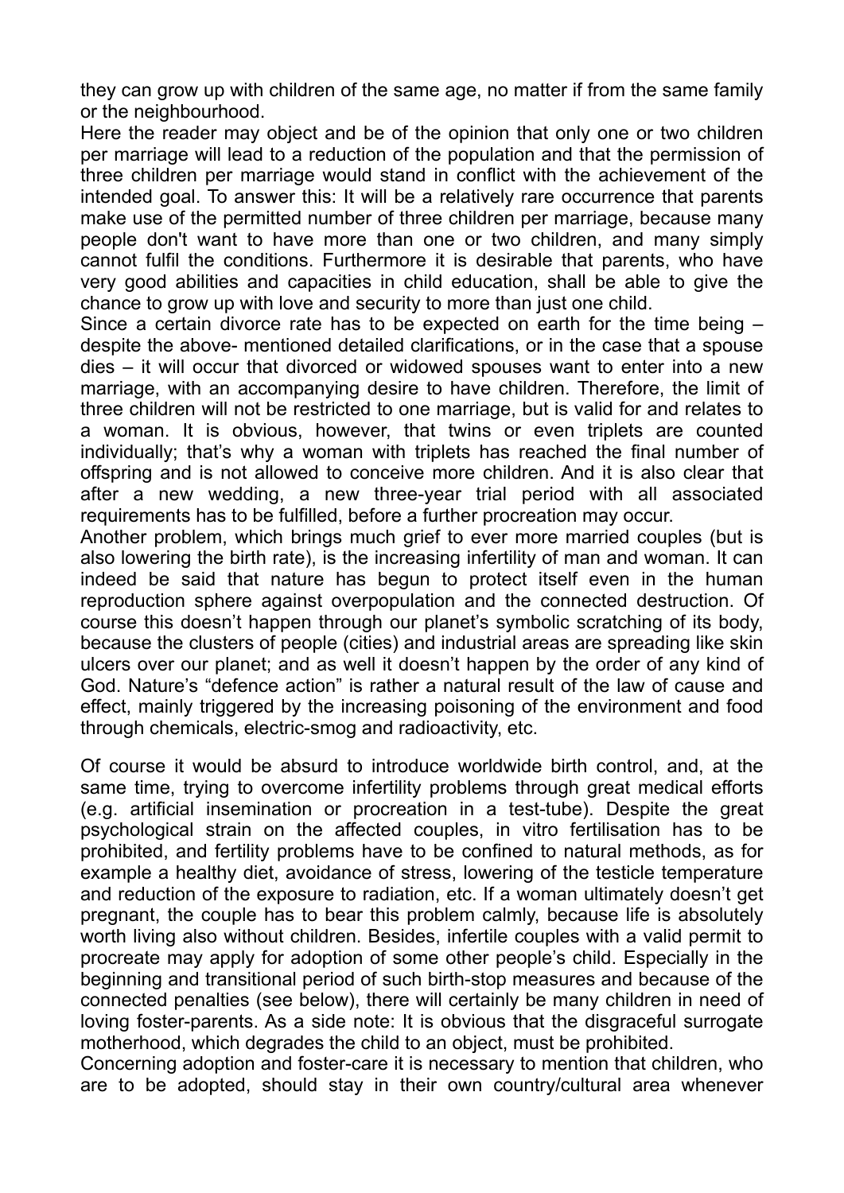they can grow up with children of the same age, no matter if from the same family or the neighbourhood.

Here the reader may object and be of the opinion that only one or two children per marriage will lead to a reduction of the population and that the permission of three children per marriage would stand in conflict with the achievement of the intended goal. To answer this: It will be a relatively rare occurrence that parents make use of the permitted number of three children per marriage, because many people don't want to have more than one or two children, and many simply cannot fulfil the conditions. Furthermore it is desirable that parents, who have very good abilities and capacities in child education, shall be able to give the chance to grow up with love and security to more than just one child.

Since a certain divorce rate has to be expected on earth for the time being – despite the above- mentioned detailed clarifications, or in the case that a spouse dies – it will occur that divorced or widowed spouses want to enter into a new marriage, with an accompanying desire to have children. Therefore, the limit of three children will not be restricted to one marriage, but is valid for and relates to a woman. It is obvious, however, that twins or even triplets are counted individually; that's why a woman with triplets has reached the final number of offspring and is not allowed to conceive more children. And it is also clear that after a new wedding, a new three-year trial period with all associated requirements has to be fulfilled, before a further procreation may occur.

Another problem, which brings much grief to ever more married couples (but is also lowering the birth rate), is the increasing infertility of man and woman. It can indeed be said that nature has begun to protect itself even in the human reproduction sphere against overpopulation and the connected destruction. Of course this doesn't happen through our planet's symbolic scratching of its body, because the clusters of people (cities) and industrial areas are spreading like skin ulcers over our planet; and as well it doesn't happen by the order of any kind of God. Nature's "defence action" is rather a natural result of the law of cause and effect, mainly triggered by the increasing poisoning of the environment and food through chemicals, electric-smog and radioactivity, etc.

Of course it would be absurd to introduce worldwide birth control, and, at the same time, trying to overcome infertility problems through great medical efforts (e.g. artificial insemination or procreation in a test-tube). Despite the great psychological strain on the affected couples, in vitro fertilisation has to be prohibited, and fertility problems have to be confined to natural methods, as for example a healthy diet, avoidance of stress, lowering of the testicle temperature and reduction of the exposure to radiation, etc. If a woman ultimately doesn't get pregnant, the couple has to bear this problem calmly, because life is absolutely worth living also without children. Besides, infertile couples with a valid permit to procreate may apply for adoption of some other people's child. Especially in the beginning and transitional period of such birth-stop measures and because of the connected penalties (see below), there will certainly be many children in need of loving foster-parents. As a side note: It is obvious that the disgraceful surrogate motherhood, which degrades the child to an object, must be prohibited.

Concerning adoption and foster-care it is necessary to mention that children, who are to be adopted, should stay in their own country/cultural area whenever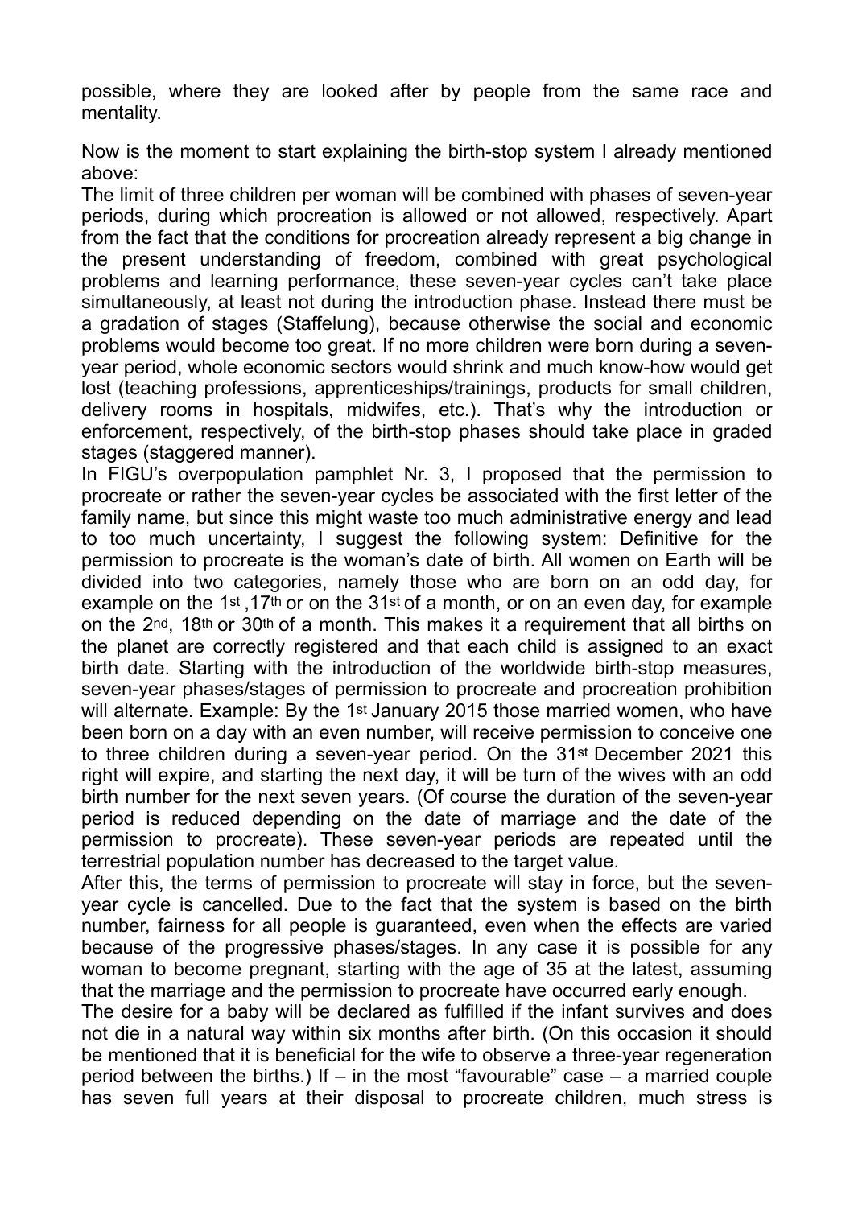possible, where they are looked after by people from the same race and mentality.

Now is the moment to start explaining the birth-stop system I already mentioned above:

The limit of three children per woman will be combined with phases of seven-year periods, during which procreation is allowed or not allowed, respectively. Apart from the fact that the conditions for procreation already represent a big change in the present understanding of freedom, combined with great psychological problems and learning performance, these seven-year cycles can't take place simultaneously, at least not during the introduction phase. Instead there must be a gradation of stages (Staffelung), because otherwise the social and economic problems would become too great. If no more children were born during a seven-year period, whole economic sectors would shrink and much know-how would get lost (teaching professions, apprenticeships/trainings, products for small children, delivery rooms in hospitals, midwifes, etc.). That's why the introduction or enforcement, respectively, of the birth-stop phases should take place in graded stages (staggered manner).

In FIGU's overpopulation pamphlet Nr. 3, I proposed that the permission to procreate or rather the seven-year cycles be associated with the first letter of the family name, but since this might waste too much administrative energy and lead to too much uncertainty, I suggest the following system: Definitive for the permission to procreate is the woman's date of birth. All women on Earth will be divided into two categories, namely those who are born on an odd day, for example on the 1st ,17th or on the 31st of a month, or on an even day, for example on the 2nd, 18th or 30th of a month. This makes it a requirement that all births on the planet are correctly registered and that each child is assigned to an exact birth date. Starting with the introduction of the worldwide birth-stop measures, seven-year phases/stages of permission to procreate and procreation prohibition will alternate. Example: By the 1st January 2015 those married women, who have been born on a day with an even number, will receive permission to conceive one to three children during a seven-year period. On the 31st December 2021 this right will expire, and starting the next day, it will be turn of the wives with an odd birth number for the next seven years. (Of course the duration of the seven-year period is reduced depending on the date of marriage and the date of the permission to procreate). These seven-year periods are repeated until the terrestrial population number has decreased to the target value.

After this, the terms of permission to procreate will stay in force, but the seven-year cycle is cancelled. Due to the fact that the system is based on the birth number, fairness for all people is guaranteed, even when the effects are varied because of the progressive phases/stages. In any case it is possible for any woman to become pregnant, starting with the age of 35 at the latest, assuming that the marriage and the permission to procreate have occurred early enough.

The desire for a baby will be declared as fulfilled if the infant survives and does not die in a natural way within six months after birth. (On this occasion it should be mentioned that it is beneficial for the wife to observe a three-year regeneration period between the births.) If – in the most "favourable" case – a married couple has seven full years at their disposal to procreate children, much stress is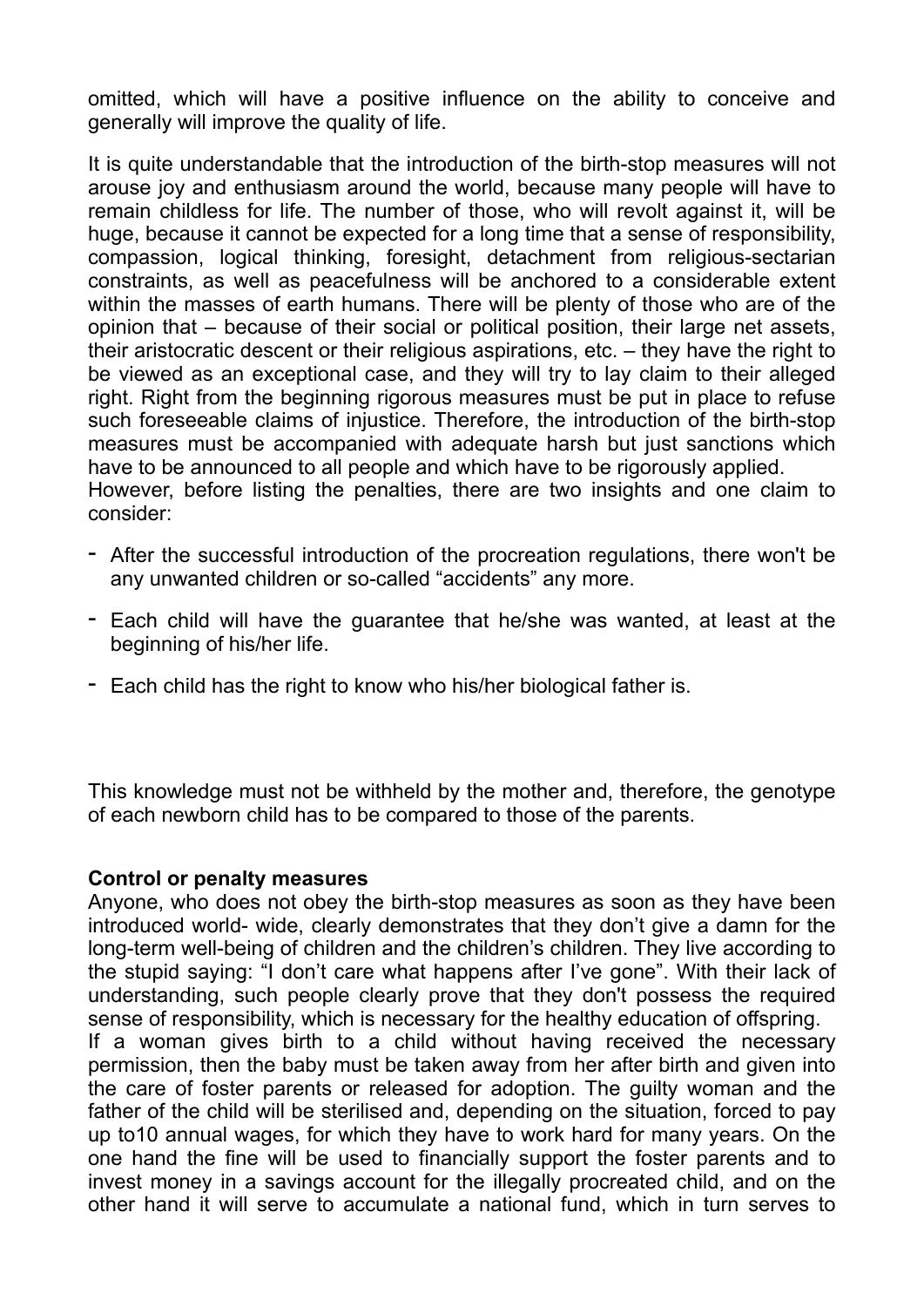omitted, which will have a positive influence on the ability to conceive and generally will improve the quality of life.

It is quite understandable that the introduction of the birth-stop measures will not arouse joy and enthusiasm around the world, because many people will have to remain childless for life. The number of those, who will revolt against it, will be huge, because it cannot be expected for a long time that a sense of responsibility, compassion, logical thinking, foresight, detachment from religious-sectarian constraints, as well as peacefulness will be anchored to a considerable extent within the masses of earth humans. There will be plenty of those who are of the opinion that – because of their social or political position, their large net assets, their aristocratic descent or their religious aspirations, etc. – they have the right to be viewed as an exceptional case, and they will try to lay claim to their alleged right. Right from the beginning rigorous measures must be put in place to refuse such foreseeable claims of injustice. Therefore, the introduction of the birth-stop measures must be accompanied with adequate harsh but just sanctions which have to be announced to all people and which have to be rigorously applied.
However, before listing the penalties, there are two insights and one claim to consider:

- After the successful introduction of the procreation regulations, there won't be any unwanted children or so-called "accidents" any more.
- Each child will have the guarantee that he/she was wanted, at least at the beginning of his/her life.
- Each child has the right to know who his/her biological father is.

This knowledge must not be withheld by the mother and, therefore, the genotype of each newborn child has to be compared to those of the parents.

**Control or penalty measures**

Anyone, who does not obey the birth-stop measures as soon as they have been introduced world- wide, clearly demonstrates that they don't give a damn for the long-term well-being of children and the children's children. They live according to the stupid saying: "I don't care what happens after I've gone". With their lack of understanding, such people clearly prove that they don't possess the required sense of responsibility, which is necessary for the healthy education of offspring.
If a woman gives birth to a child without having received the necessary permission, then the baby must be taken away from her after birth and given into the care of foster parents or released for adoption. The guilty woman and the father of the child will be sterilised and, depending on the situation, forced to pay up to10 annual wages, for which they have to work hard for many years. On the one hand the fine will be used to financially support the foster parents and to invest money in a savings account for the illegally procreated child, and on the other hand it will serve to accumulate a national fund, which in turn serves to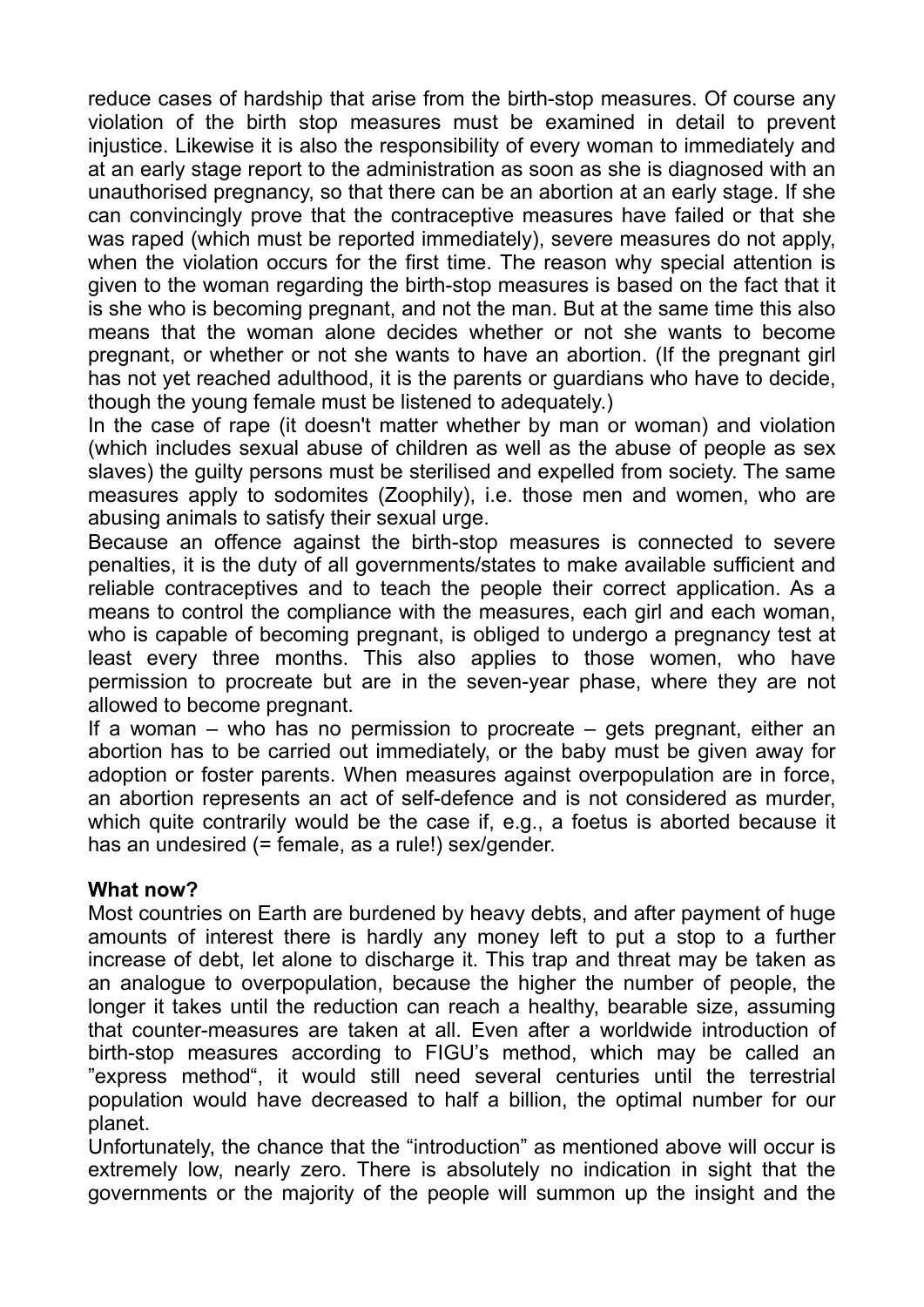reduce cases of hardship that arise from the birth-stop measures. Of course any violation of the birth stop measures must be examined in detail to prevent injustice. Likewise it is also the responsibility of every woman to immediately and at an early stage report to the administration as soon as she is diagnosed with an unauthorised pregnancy, so that there can be an abortion at an early stage. If she can convincingly prove that the contraceptive measures have failed or that she was raped (which must be reported immediately), severe measures do not apply, when the violation occurs for the first time. The reason why special attention is given to the woman regarding the birth-stop measures is based on the fact that it is she who is becoming pregnant, and not the man. But at the same time this also means that the woman alone decides whether or not she wants to become pregnant, or whether or not she wants to have an abortion. (If the pregnant girl has not yet reached adulthood, it is the parents or guardians who have to decide, though the young female must be listened to adequately.)

In the case of rape (it doesn't matter whether by man or woman) and violation (which includes sexual abuse of children as well as the abuse of people as sex slaves) the guilty persons must be sterilised and expelled from society. The same measures apply to sodomites (Zoophily), i.e. those men and women, who are abusing animals to satisfy their sexual urge.

Because an offence against the birth-stop measures is connected to severe penalties, it is the duty of all governments/states to make available sufficient and reliable contraceptives and to teach the people their correct application. As a means to control the compliance with the measures, each girl and each woman, who is capable of becoming pregnant, is obliged to undergo a pregnancy test at least every three months. This also applies to those women, who have permission to procreate but are in the seven-year phase, where they are not allowed to become pregnant.

If a woman – who has no permission to procreate – gets pregnant, either an abortion has to be carried out immediately, or the baby must be given away for adoption or foster parents. When measures against overpopulation are in force, an abortion represents an act of self-defence and is not considered as murder, which quite contrarily would be the case if, e.g., a foetus is aborted because it has an undesired (= female, as a rule!) sex/gender.

**What now?**

Most countries on Earth are burdened by heavy debts, and after payment of huge amounts of interest there is hardly any money left to put a stop to a further increase of debt, let alone to discharge it. This trap and threat may be taken as an analogue to overpopulation, because the higher the number of people, the longer it takes until the reduction can reach a healthy, bearable size, assuming that counter-measures are taken at all. Even after a worldwide introduction of birth-stop measures according to FIGU's method, which may be called an "express method", it would still need several centuries until the terrestrial population would have decreased to half a billion, the optimal number for our planet.

Unfortunately, the chance that the "introduction" as mentioned above will occur is extremely low, nearly zero. There is absolutely no indication in sight that the governments or the majority of the people will summon up the insight and the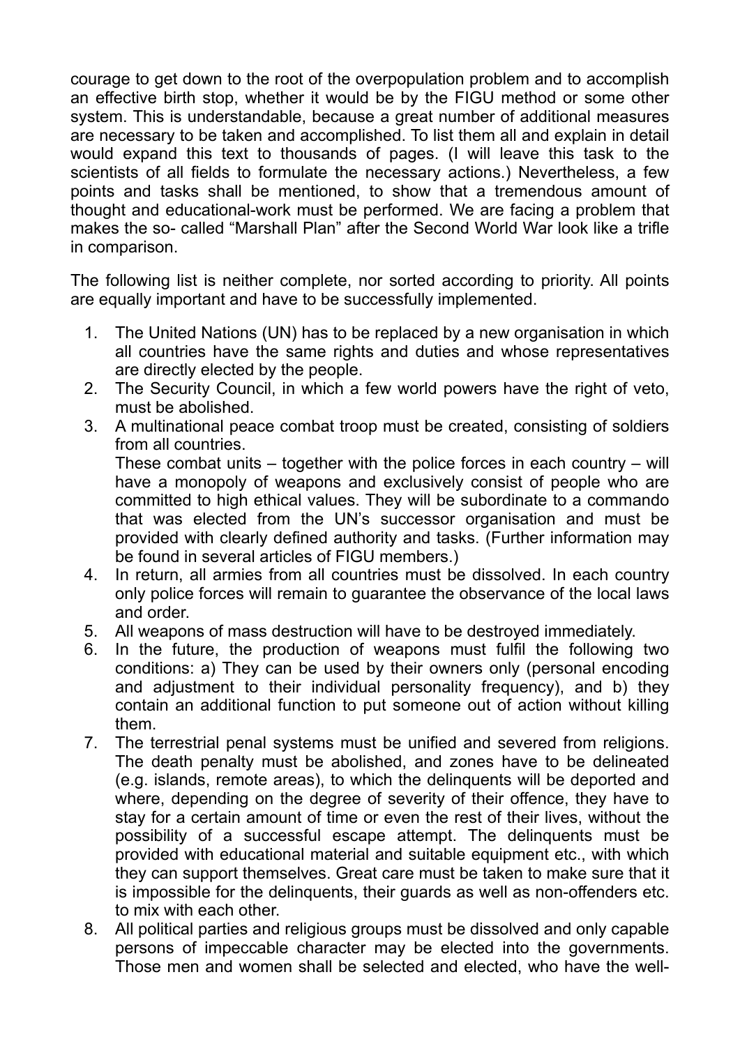courage to get down to the root of the overpopulation problem and to accomplish an effective birth stop, whether it would be by the FIGU method or some other system. This is understandable, because a great number of additional measures are necessary to be taken and accomplished. To list them all and explain in detail would expand this text to thousands of pages. (I will leave this task to the scientists of all fields to formulate the necessary actions.) Nevertheless, a few points and tasks shall be mentioned, to show that a tremendous amount of thought and educational-work must be performed. We are facing a problem that makes the so- called "Marshall Plan" after the Second World War look like a trifle in comparison.

The following list is neither complete, nor sorted according to priority. All points are equally important and have to be successfully implemented.

1. The United Nations (UN) has to be replaced by a new organisation in which all countries have the same rights and duties and whose representatives are directly elected by the people.
2. The Security Council, in which a few world powers have the right of veto, must be abolished.
3. A multinational peace combat troop must be created, consisting of soldiers from all countries.
   These combat units – together with the police forces in each country – will have a monopoly of weapons and exclusively consist of people who are committed to high ethical values. They will be subordinate to a commando that was elected from the UN's successor organisation and must be provided with clearly defined authority and tasks. (Further information may be found in several articles of FIGU members.)
4. In return, all armies from all countries must be dissolved. In each country only police forces will remain to guarantee the observance of the local laws and order.
5. All weapons of mass destruction will have to be destroyed immediately.
6. In the future, the production of weapons must fulfil the following two conditions: a) They can be used by their owners only (personal encoding and adjustment to their individual personality frequency), and b) they contain an additional function to put someone out of action without killing them.
7. The terrestrial penal systems must be unified and severed from religions. The death penalty must be abolished, and zones have to be delineated (e.g. islands, remote areas), to which the delinquents will be deported and where, depending on the degree of severity of their offence, they have to stay for a certain amount of time or even the rest of their lives, without the possibility of a successful escape attempt. The delinquents must be provided with educational material and suitable equipment etc., with which they can support themselves. Great care must be taken to make sure that it is impossible for the delinquents, their guards as well as non-offenders etc. to mix with each other.
8. All political parties and religious groups must be dissolved and only capable persons of impeccable character may be elected into the governments. Those men and women shall be selected and elected, who have the well-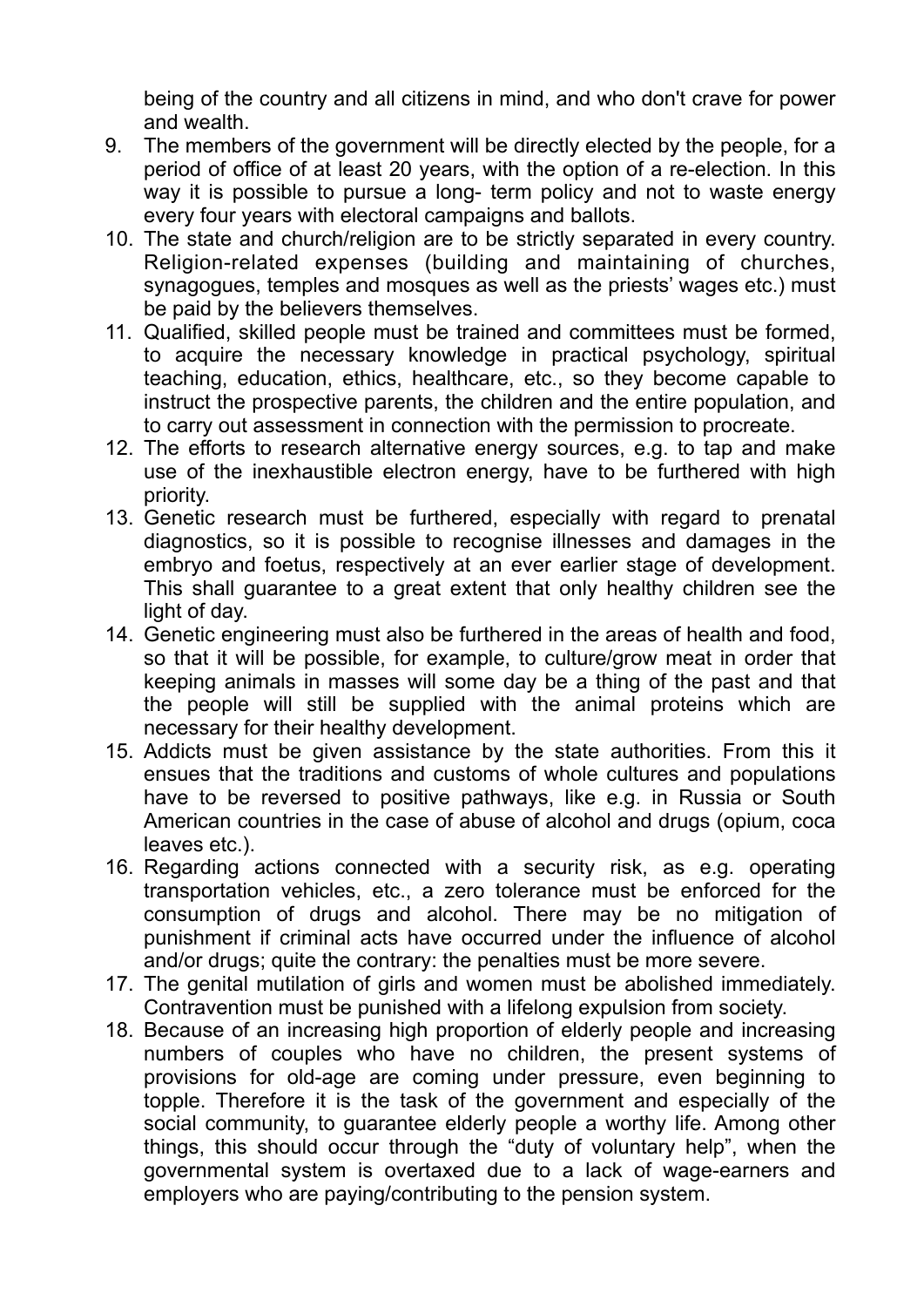being of the country and all citizens in mind, and who don't crave for power and wealth.

9. The members of the government will be directly elected by the people, for a period of office of at least 20 years, with the option of a re-election. In this way it is possible to pursue a long- term policy and not to waste energy every four years with electoral campaigns and ballots.
10. The state and church/religion are to be strictly separated in every country. Religion-related expenses (building and maintaining of churches, synagogues, temples and mosques as well as the priests' wages etc.) must be paid by the believers themselves.
11. Qualified, skilled people must be trained and committees must be formed, to acquire the necessary knowledge in practical psychology, spiritual teaching, education, ethics, healthcare, etc., so they become capable to instruct the prospective parents, the children and the entire population, and to carry out assessment in connection with the permission to procreate.
12. The efforts to research alternative energy sources, e.g. to tap and make use of the inexhaustible electron energy, have to be furthered with high priority.
13. Genetic research must be furthered, especially with regard to prenatal diagnostics, so it is possible to recognise illnesses and damages in the embryo and foetus, respectively at an ever earlier stage of development. This shall guarantee to a great extent that only healthy children see the light of day.
14. Genetic engineering must also be furthered in the areas of health and food, so that it will be possible, for example, to culture/grow meat in order that keeping animals in masses will some day be a thing of the past and that the people will still be supplied with the animal proteins which are necessary for their healthy development.
15. Addicts must be given assistance by the state authorities. From this it ensues that the traditions and customs of whole cultures and populations have to be reversed to positive pathways, like e.g. in Russia or South American countries in the case of abuse of alcohol and drugs (opium, coca leaves etc.).
16. Regarding actions connected with a security risk, as e.g. operating transportation vehicles, etc., a zero tolerance must be enforced for the consumption of drugs and alcohol. There may be no mitigation of punishment if criminal acts have occurred under the influence of alcohol and/or drugs; quite the contrary: the penalties must be more severe.
17. The genital mutilation of girls and women must be abolished immediately. Contravention must be punished with a lifelong expulsion from society.
18. Because of an increasing high proportion of elderly people and increasing numbers of couples who have no children, the present systems of provisions for old-age are coming under pressure, even beginning to topple. Therefore it is the task of the government and especially of the social community, to guarantee elderly people a worthy life. Among other things, this should occur through the "duty of voluntary help", when the governmental system is overtaxed due to a lack of wage-earners and employers who are paying/contributing to the pension system.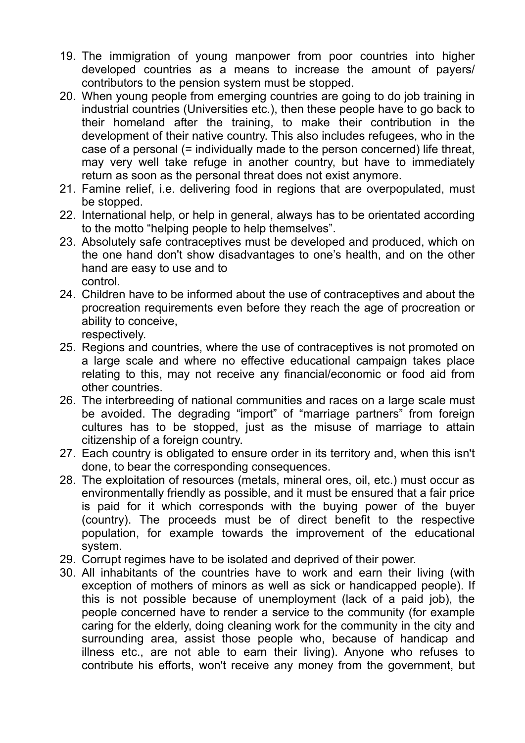19. The immigration of young manpower from poor countries into higher developed countries as a means to increase the amount of payers/ contributors to the pension system must be stopped.
20. When young people from emerging countries are going to do job training in industrial countries (Universities etc.), then these people have to go back to their homeland after the training, to make their contribution in the development of their native country. This also includes refugees, who in the case of a personal (= individually made to the person concerned) life threat, may very well take refuge in another country, but have to immediately return as soon as the personal threat does not exist anymore.
21. Famine relief, i.e. delivering food in regions that are overpopulated, must be stopped.
22. International help, or help in general, always has to be orientated according to the motto "helping people to help themselves".
23. Absolutely safe contraceptives must be developed and produced, which on the one hand don't show disadvantages to one's health, and on the other hand are easy to use and to control.
24. Children have to be informed about the use of contraceptives and about the procreation requirements even before they reach the age of procreation or ability to conceive, respectively.
25. Regions and countries, where the use of contraceptives is not promoted on a large scale and where no effective educational campaign takes place relating to this, may not receive any financial/economic or food aid from other countries.
26. The interbreeding of national communities and races on a large scale must be avoided. The degrading "import" of "marriage partners" from foreign cultures has to be stopped, just as the misuse of marriage to attain citizenship of a foreign country.
27. Each country is obligated to ensure order in its territory and, when this isn't done, to bear the corresponding consequences.
28. The exploitation of resources (metals, mineral ores, oil, etc.) must occur as environmentally friendly as possible, and it must be ensured that a fair price is paid for it which corresponds with the buying power of the buyer (country). The proceeds must be of direct benefit to the respective population, for example towards the improvement of the educational system.
29. Corrupt regimes have to be isolated and deprived of their power.
30. All inhabitants of the countries have to work and earn their living (with exception of mothers of minors as well as sick or handicapped people). If this is not possible because of unemployment (lack of a paid job), the people concerned have to render a service to the community (for example caring for the elderly, doing cleaning work for the community in the city and surrounding area, assist those people who, because of handicap and illness etc., are not able to earn their living). Anyone who refuses to contribute his efforts, won't receive any money from the government, but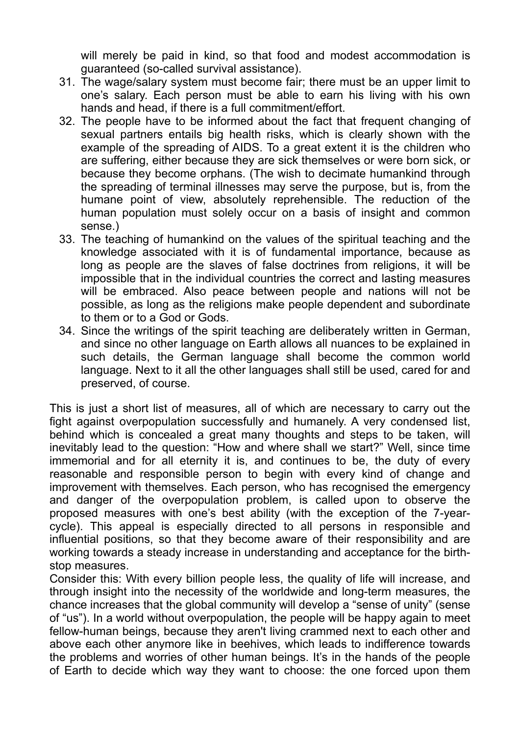will merely be paid in kind, so that food and modest accommodation is guaranteed (so-called survival assistance).

31. The wage/salary system must become fair; there must be an upper limit to one's salary. Each person must be able to earn his living with his own hands and head, if there is a full commitment/effort.
32. The people have to be informed about the fact that frequent changing of sexual partners entails big health risks, which is clearly shown with the example of the spreading of AIDS. To a great extent it is the children who are suffering, either because they are sick themselves or were born sick, or because they become orphans. (The wish to decimate humankind through the spreading of terminal illnesses may serve the purpose, but is, from the humane point of view, absolutely reprehensible. The reduction of the human population must solely occur on a basis of insight and common sense.)
33. The teaching of humankind on the values of the spiritual teaching and the knowledge associated with it is of fundamental importance, because as long as people are the slaves of false doctrines from religions, it will be impossible that in the individual countries the correct and lasting measures will be embraced. Also peace between people and nations will not be possible, as long as the religions make people dependent and subordinate to them or to a God or Gods.
34. Since the writings of the spirit teaching are deliberately written in German, and since no other language on Earth allows all nuances to be explained in such details, the German language shall become the common world language. Next to it all the other languages shall still be used, cared for and preserved, of course.

This is just a short list of measures, all of which are necessary to carry out the fight against overpopulation successfully and humanely. A very condensed list, behind which is concealed a great many thoughts and steps to be taken, will inevitably lead to the question: "How and where shall we start?" Well, since time immemorial and for all eternity it is, and continues to be, the duty of every reasonable and responsible person to begin with every kind of change and improvement with themselves. Each person, who has recognised the emergency and danger of the overpopulation problem, is called upon to observe the proposed measures with one's best ability (with the exception of the 7-year-cycle). This appeal is especially directed to all persons in responsible and influential positions, so that they become aware of their responsibility and are working towards a steady increase in understanding and acceptance for the birth-stop measures.

Consider this: With every billion people less, the quality of life will increase, and through insight into the necessity of the worldwide and long-term measures, the chance increases that the global community will develop a "sense of unity" (sense of "us"). In a world without overpopulation, the people will be happy again to meet fellow-human beings, because they aren't living crammed next to each other and above each other anymore like in beehives, which leads to indifference towards the problems and worries of other human beings. It's in the hands of the people of Earth to decide which way they want to choose: the one forced upon them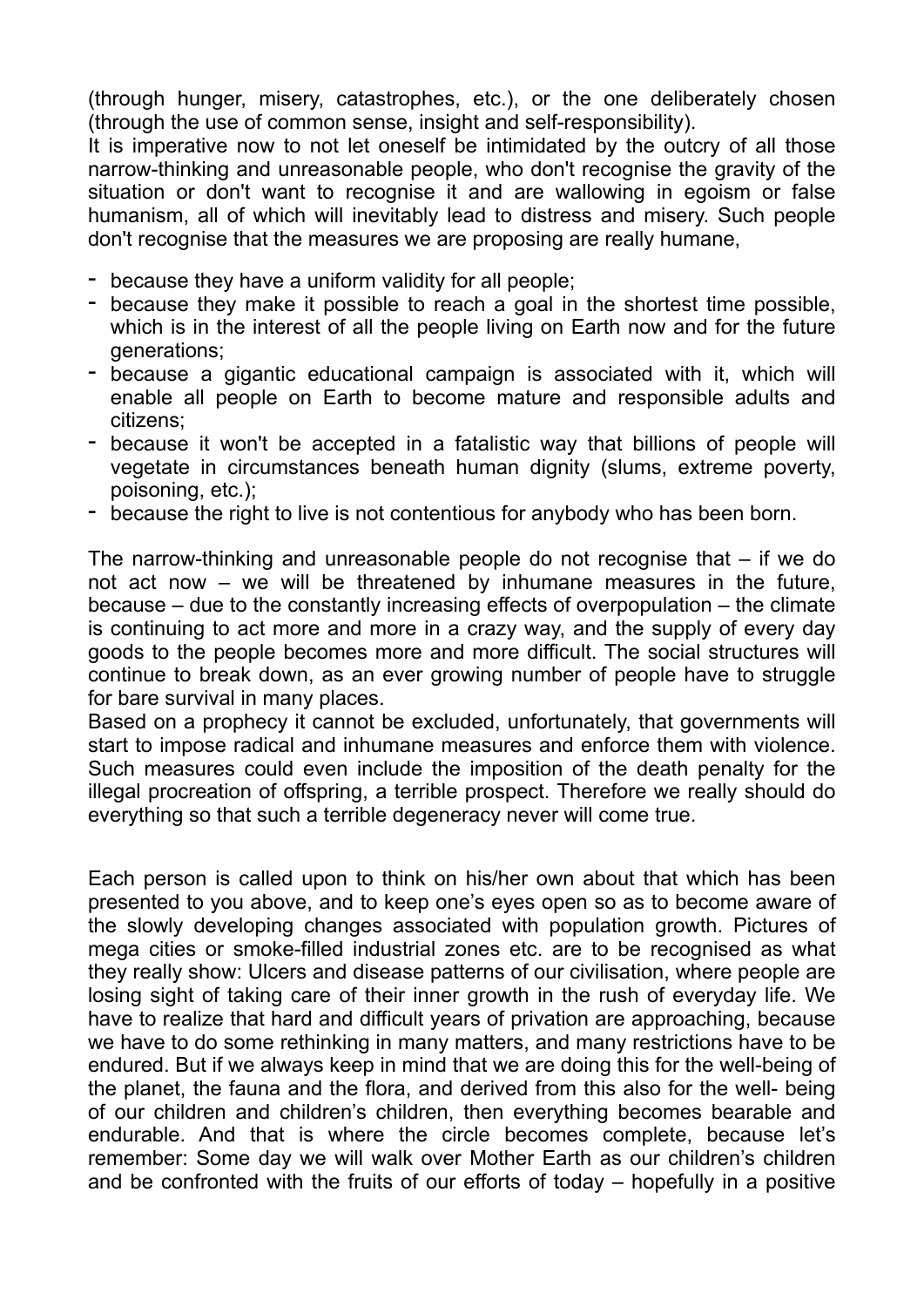(through hunger, misery, catastrophes, etc.), or the one deliberately chosen (through the use of common sense, insight and self-responsibility).
It is imperative now to not let oneself be intimidated by the outcry of all those narrow-thinking and unreasonable people, who don't recognise the gravity of the situation or don't want to recognise it and are wallowing in egoism or false humanism, all of which will inevitably lead to distress and misery. Such people don't recognise that the measures we are proposing are really humane,

- because they have a uniform validity for all people;
- because they make it possible to reach a goal in the shortest time possible, which is in the interest of all the people living on Earth now and for the future generations;
- because a gigantic educational campaign is associated with it, which will enable all people on Earth to become mature and responsible adults and citizens;
- because it won't be accepted in a fatalistic way that billions of people will vegetate in circumstances beneath human dignity (slums, extreme poverty, poisoning, etc.);
- because the right to live is not contentious for anybody who has been born.

The narrow-thinking and unreasonable people do not recognise that – if we do not act now – we will be threatened by inhumane measures in the future, because – due to the constantly increasing effects of overpopulation – the climate is continuing to act more and more in a crazy way, and the supply of every day goods to the people becomes more and more difficult. The social structures will continue to break down, as an ever growing number of people have to struggle for bare survival in many places.
Based on a prophecy it cannot be excluded, unfortunately, that governments will start to impose radical and inhumane measures and enforce them with violence. Such measures could even include the imposition of the death penalty for the illegal procreation of offspring, a terrible prospect. Therefore we really should do everything so that such a terrible degeneracy never will come true.

Each person is called upon to think on his/her own about that which has been presented to you above, and to keep one's eyes open so as to become aware of the slowly developing changes associated with population growth. Pictures of mega cities or smoke-filled industrial zones etc. are to be recognised as what they really show: Ulcers and disease patterns of our civilisation, where people are losing sight of taking care of their inner growth in the rush of everyday life. We have to realize that hard and difficult years of privation are approaching, because we have to do some rethinking in many matters, and many restrictions have to be endured. But if we always keep in mind that we are doing this for the well-being of the planet, the fauna and the flora, and derived from this also for the well- being of our children and children's children, then everything becomes bearable and endurable. And that is where the circle becomes complete, because let's remember: Some day we will walk over Mother Earth as our children's children and be confronted with the fruits of our efforts of today – hopefully in a positive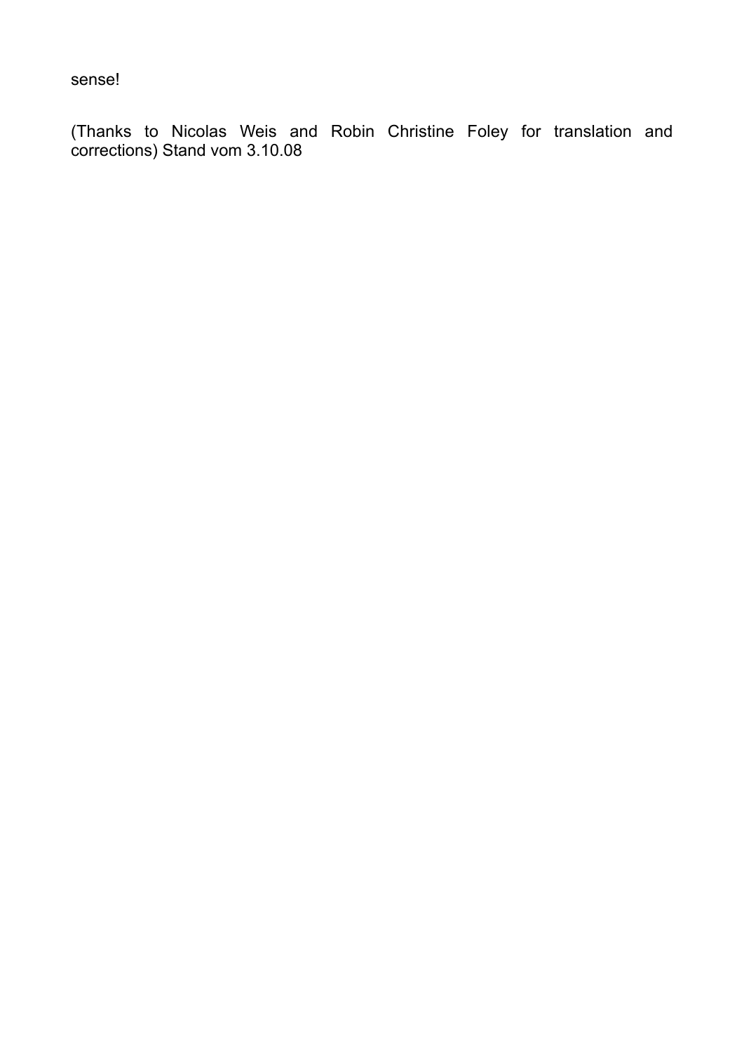sense!

(Thanks to Nicolas Weis and Robin Christine Foley for translation and corrections) Stand vom 3.10.08